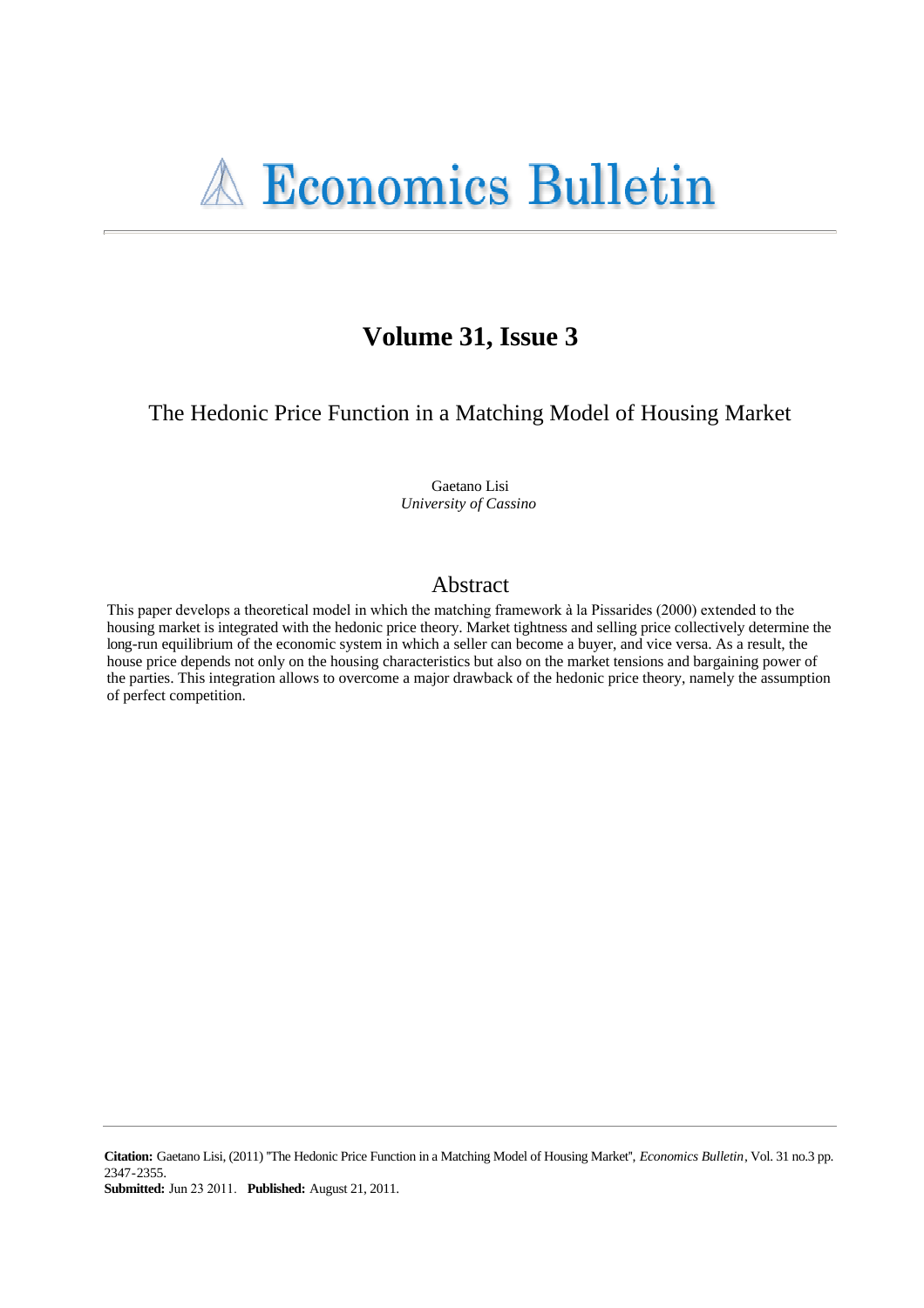# Economics Bulletin

## Volume 31, Issue 3

### The Hedonic Price Function in a Matching Model of Housing Market

Gaetano Lisi
*University of Cassino*

## Abstract

This paper develops a theoretical model in which the matching framework à la Pissarides (2000) extended to the housing market is integrated with the hedonic price theory. Market tightness and selling price collectively determine the long-run equilibrium of the economic system in which a seller can become a buyer, and vice versa. As a result, the house price depends not only on the housing characteristics but also on the market tensions and bargaining power of the parties. This integration allows to overcome a major drawback of the hedonic price theory, namely the assumption of perfect competition.

**Citation:** Gaetano Lisi, (2011) ''The Hedonic Price Function in a Matching Model of Housing Market'', *Economics Bulletin*, Vol. 31 no.3 pp. 2347-2355.
**Submitted:** Jun 23 2011. **Published:** August 21, 2011.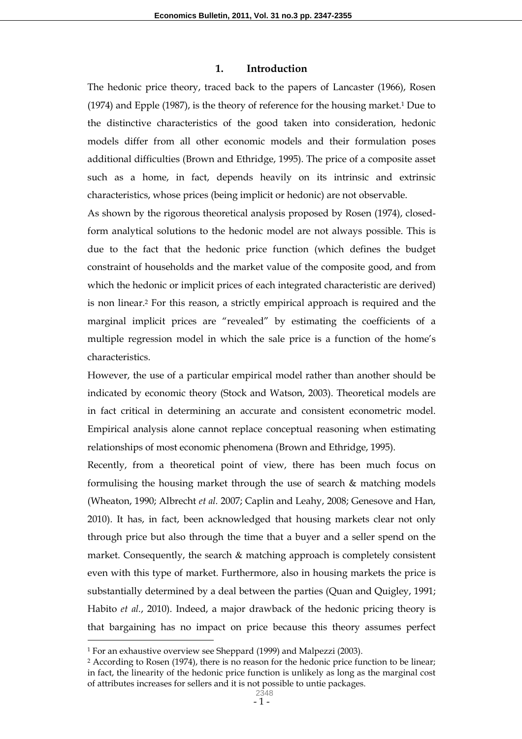## 1. Introduction

The hedonic price theory, traced back to the papers of Lancaster (1966), Rosen (1974) and Epple (1987), is the theory of reference for the housing market.[1] Due to the distinctive characteristics of the good taken into consideration, hedonic models differ from all other economic models and their formulation poses additional difficulties (Brown and Ethridge, 1995). The price of a composite asset such as a home, in fact, depends heavily on its intrinsic and extrinsic characteristics, whose prices (being implicit or hedonic) are not observable.

As shown by the rigorous theoretical analysis proposed by Rosen (1974), closed-form analytical solutions to the hedonic model are not always possible. This is due to the fact that the hedonic price function (which defines the budget constraint of households and the market value of the composite good, and from which the hedonic or implicit prices of each integrated characteristic are derived) is non linear.[2] For this reason, a strictly empirical approach is required and the marginal implicit prices are "revealed" by estimating the coefficients of a multiple regression model in which the sale price is a function of the home's characteristics.

However, the use of a particular empirical model rather than another should be indicated by economic theory (Stock and Watson, 2003). Theoretical models are in fact critical in determining an accurate and consistent econometric model. Empirical analysis alone cannot replace conceptual reasoning when estimating relationships of most economic phenomena (Brown and Ethridge, 1995).

Recently, from a theoretical point of view, there has been much focus on formulising the housing market through the use of search & matching models (Wheaton, 1990; Albrecht *et al.* 2007; Caplin and Leahy, 2008; Genesove and Han, 2010). It has, in fact, been acknowledged that housing markets clear not only through price but also through the time that a buyer and a seller spend on the market. Consequently, the search & matching approach is completely consistent even with this type of market. Furthermore, also in housing markets the price is substantially determined by a deal between the parties (Quan and Quigley, 1991; Habito *et al.*, 2010). Indeed, a major drawback of the hedonic pricing theory is that bargaining has no impact on price because this theory assumes perfect

[1] For an exhaustive overview see Sheppard (1999) and Malpezzi (2003).

[2] According to Rosen (1974), there is no reason for the hedonic price function to be linear; in fact, the linearity of the hedonic price function is unlikely as long as the marginal cost of attributes increases for sellers and it is not possible to untie packages.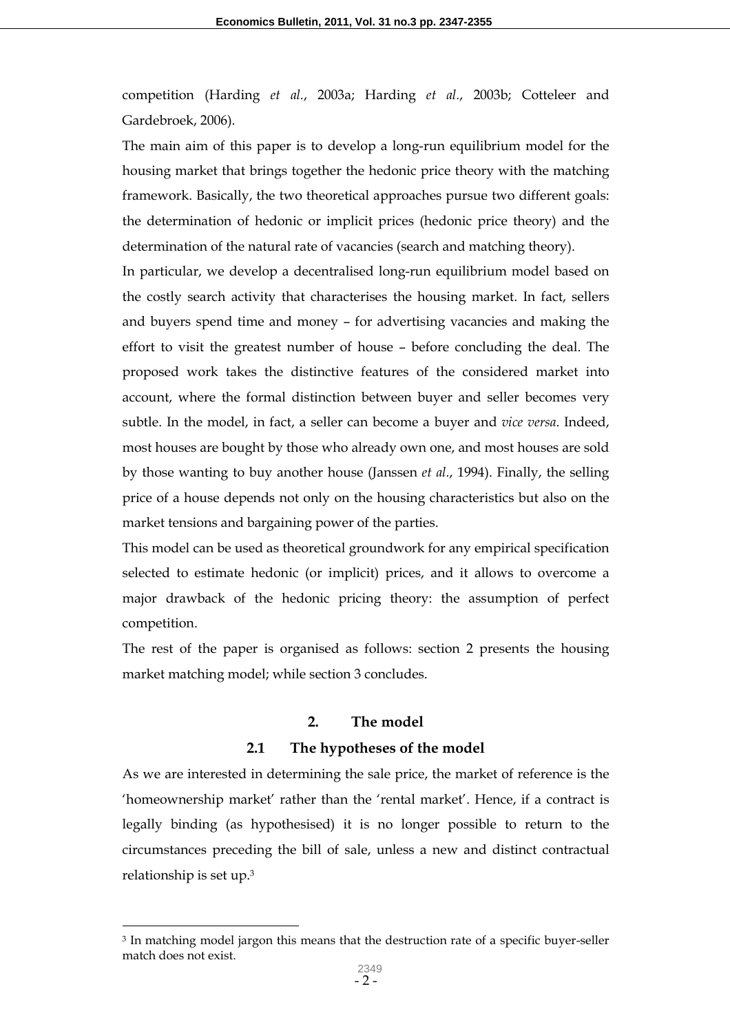competition (Harding *et al.*, 2003a; Harding *et al.*, 2003b; Cotteleer and Gardebroek, 2006).

The main aim of this paper is to develop a long-run equilibrium model for the housing market that brings together the hedonic price theory with the matching framework. Basically, the two theoretical approaches pursue two different goals: the determination of hedonic or implicit prices (hedonic price theory) and the determination of the natural rate of vacancies (search and matching theory).

In particular, we develop a decentralised long-run equilibrium model based on the costly search activity that characterises the housing market. In fact, sellers and buyers spend time and money – for advertising vacancies and making the effort to visit the greatest number of house – before concluding the deal. The proposed work takes the distinctive features of the considered market into account, where the formal distinction between buyer and seller becomes very subtle. In the model, in fact, a seller can become a buyer and *vice versa*. Indeed, most houses are bought by those who already own one, and most houses are sold by those wanting to buy another house (Janssen *et al.*, 1994). Finally, the selling price of a house depends not only on the housing characteristics but also on the market tensions and bargaining power of the parties.

This model can be used as theoretical groundwork for any empirical specification selected to estimate hedonic (or implicit) prices, and it allows to overcome a major drawback of the hedonic pricing theory: the assumption of perfect competition.

The rest of the paper is organised as follows: section 2 presents the housing market matching model; while section 3 concludes.

## 2. The model

### 2.1 The hypotheses of the model

As we are interested in determining the sale price, the market of reference is the 'homeownership market' rather than the 'rental market'. Hence, if a contract is legally binding (as hypothesised) it is no longer possible to return to the circumstances preceding the bill of sale, unless a new and distinct contractual relationship is set up.[3]

[3] In matching model jargon this means that the destruction rate of a specific buyer-seller match does not exist.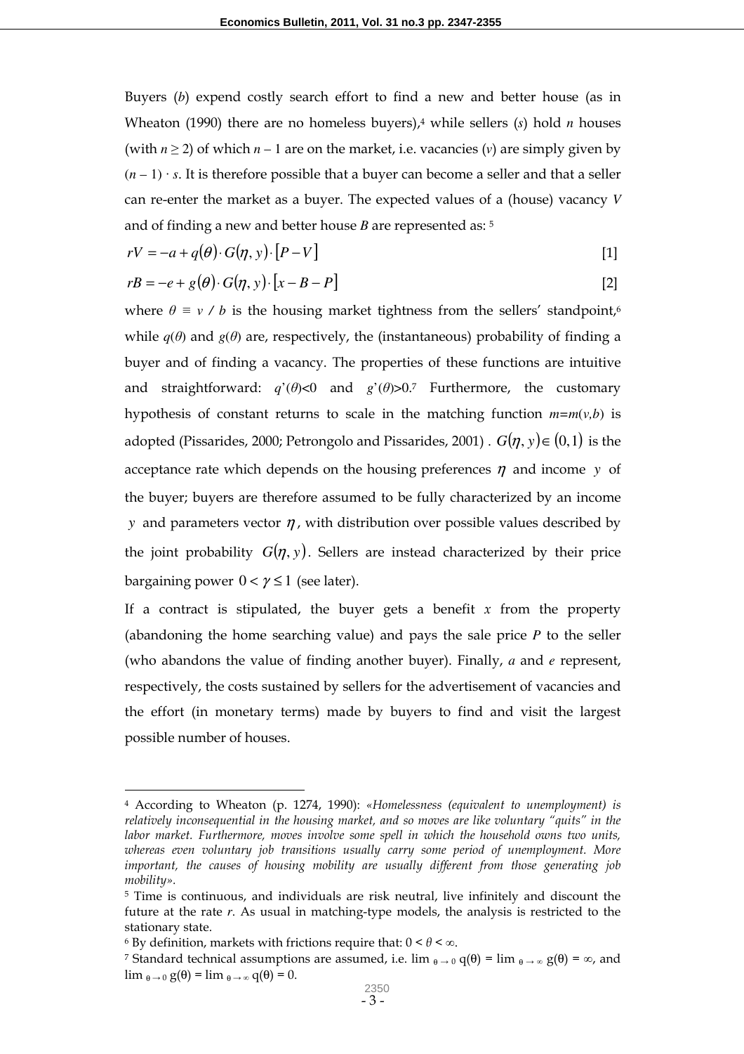Buyers (*b*) expend costly search effort to find a new and better house (as in Wheaton (1990) there are no homeless buyers),[4] while sellers (*s*) hold *n* houses (with $n \geq 2$) of which $n - 1$ are on the market, i.e. vacancies (*v*) are simply given by $(n - 1) \cdot s$. It is therefore possible that a buyer can become a seller and that a seller can re-enter the market as a buyer. The expected values of a (house) vacancy *V* and of finding a new and better house *B* are represented as: [5]

$$rV = -a + q(\theta) \cdot G(\eta, y) \cdot [P - V] \tag{1}$$

$$rB = -e + g(\theta) \cdot G(\eta, y) \cdot [x - B - P] \tag{2}$$

where $\theta \equiv v / b$ is the housing market tightness from the sellers' standpoint,[6] while $q(\theta)$ and $g(\theta)$ are, respectively, the (instantaneous) probability of finding a buyer and of finding a vacancy. The properties of these functions are intuitive and straightforward: $q'(\theta)<0$ and $g'(\theta)>0$.[7] Furthermore, the customary hypothesis of constant returns to scale in the matching function $m=m(v,b)$ is adopted (Pissarides, 2000; Petrongolo and Pissarides, 2001) . $G(\eta, y) \in (0,1)$ is the acceptance rate which depends on the housing preferences $\eta$ and income $y$ of the buyer; buyers are therefore assumed to be fully characterized by an income $y$ and parameters vector $\eta$, with distribution over possible values described by the joint probability $G(\eta, y)$. Sellers are instead characterized by their price bargaining power $0 < \gamma \leq 1$ (see later).

If a contract is stipulated, the buyer gets a benefit *x* from the property (abandoning the home searching value) and pays the sale price *P* to the seller (who abandons the value of finding another buyer). Finally, *a* and *e* represent, respectively, the costs sustained by sellers for the advertisement of vacancies and the effort (in monetary terms) made by buyers to find and visit the largest possible number of houses.

---

[4] According to Wheaton (p. 1274, 1990): «*Homelessness (equivalent to unemployment) is relatively inconsequential in the housing market, and so moves are like voluntary "quits" in the labor market. Furthermore, moves involve some spell in which the household owns two units, whereas even voluntary job transitions usually carry some period of unemployment. More important, the causes of housing mobility are usually different from those generating job mobility*».

[5] Time is continuous, and individuals are risk neutral, live infinitely and discount the future at the rate *r*. As usual in matching-type models, the analysis is restricted to the stationary state.

[6] By definition, markets with frictions require that: $0 < \theta < \infty$.

[7] Standard technical assumptions are assumed, i.e. $\lim_{\theta \to 0} q(\theta) = \lim_{\theta \to \infty} g(\theta) = \infty$, and $\lim_{\theta \to 0} g(\theta) = \lim_{\theta \to \infty} q(\theta) = 0$.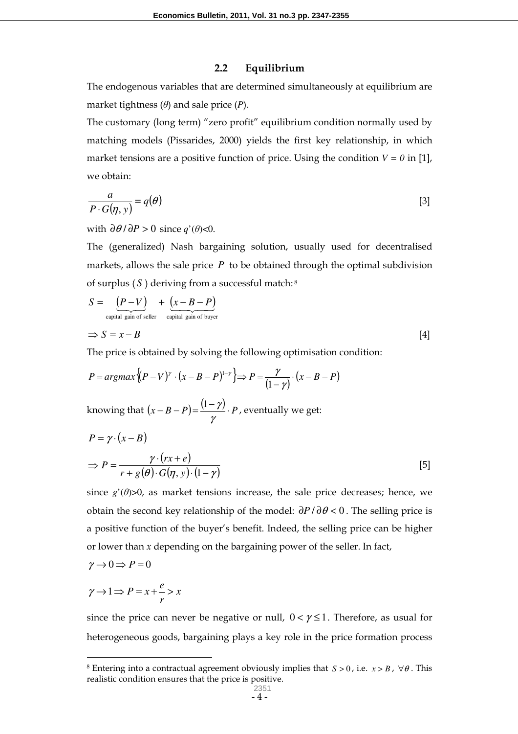### 2.2 Equilibrium

The endogenous variables that are determined simultaneously at equilibrium are market tightness ($\theta$) and sale price ($P$).

The customary (long term) "zero profit" equilibrium condition normally used by matching models (Pissarides, 2000) yields the first key relationship, in which market tensions are a positive function of price. Using the condition $V = 0$ in [1], we obtain:

$$\frac{a}{P \cdot G(\eta, y)} = q(\theta) \tag{3}$$

with $\partial\theta / \partial P > 0$ since $q'(\theta)<0$.

The (generalized) Nash bargaining solution, usually used for decentralised markets, allows the sale price $P$ to be obtained through the optimal subdivision of surplus ($S$) deriving from a successful match:[8]

$$S = \underbrace{(P-V)}_{\text{capital gain of seller}} + \underbrace{(x-B-P)}_{\text{capital gain of buyer}}$$

$$\Rightarrow S = x - B \tag{4}$$

The price is obtained by solving the following optimisation condition:

$$P = argmax\left\{(P-V)^{\gamma} \cdot (x-B-P)^{1-\gamma}\right\} \Rightarrow P = \frac{\gamma}{(1-\gamma)} \cdot (x-B-P)$$

knowing that $(x-B-P) = \frac{(1-\gamma)}{\gamma} \cdot P$, eventually we get:

$$P = \gamma \cdot (x-B)$$

$$\Rightarrow P = \frac{\gamma \cdot (rx+e)}{r + g(\theta) \cdot G(\eta, y) \cdot (1-\gamma)} \tag{5}$$

since $g'(\theta)>0$, as market tensions increase, the sale price decreases; hence, we obtain the second key relationship of the model: $\partial P / \partial\theta < 0$. The selling price is a positive function of the buyer's benefit. Indeed, the selling price can be higher or lower than $x$ depending on the bargaining power of the seller. In fact,

$$\gamma \to 0 \Rightarrow P = 0$$

$$\gamma \to 1 \Rightarrow P = x + \frac{e}{r} > x$$

since the price can never be negative or null, $0 < \gamma \leq 1$. Therefore, as usual for heterogeneous goods, bargaining plays a key role in the price formation process

---

[8] Entering into a contractual agreement obviously implies that $S > 0$, i.e. $x > B$, $\forall\theta$. This realistic condition ensures that the price is positive.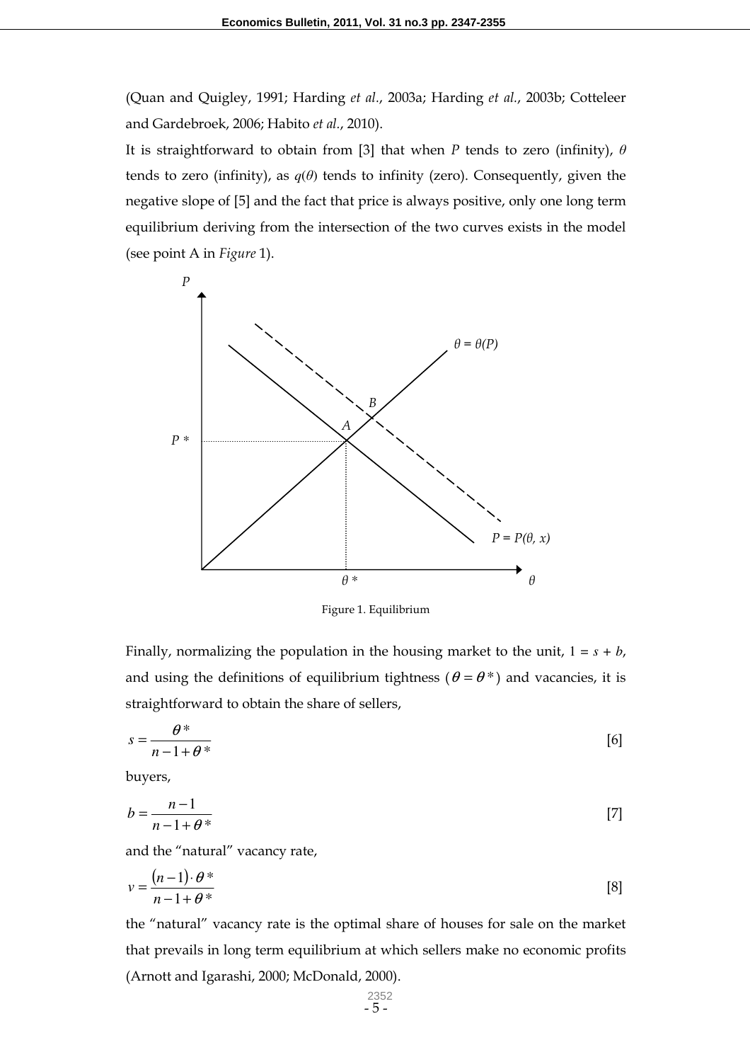(Quan and Quigley, 1991; Harding *et al.*, 2003a; Harding *et al.*, 2003b; Cotteleer and Gardebroek, 2006; Habito *et al.*, 2010).

It is straightforward to obtain from [3] that when $P$ tends to zero (infinity), $\theta$ tends to zero (infinity), as $q(\theta)$ tends to infinity (zero). Consequently, given the negative slope of [5] and the fact that price is always positive, only one long term equilibrium deriving from the intersection of the two curves exists in the model (see point A in *Figure* 1).

Figure 1. Equilibrium

Finally, normalizing the population in the housing market to the unit, $1 = s + b$, and using the definitions of equilibrium tightness ($\theta = \theta^*$) and vacancies, it is straightforward to obtain the share of sellers,

$$s = \frac{\theta^*}{n - 1 + \theta^*} \quad [6]$$

buyers,

$$b = \frac{n-1}{n - 1 + \theta^*} \quad [7]$$

and the "natural" vacancy rate,

$$v = \frac{(n-1)\cdot\theta^*}{n - 1 + \theta^*} \quad [8]$$

the "natural" vacancy rate is the optimal share of houses for sale on the market that prevails in long term equilibrium at which sellers make no economic profits (Arnott and Igarashi, 2000; McDonald, 2000).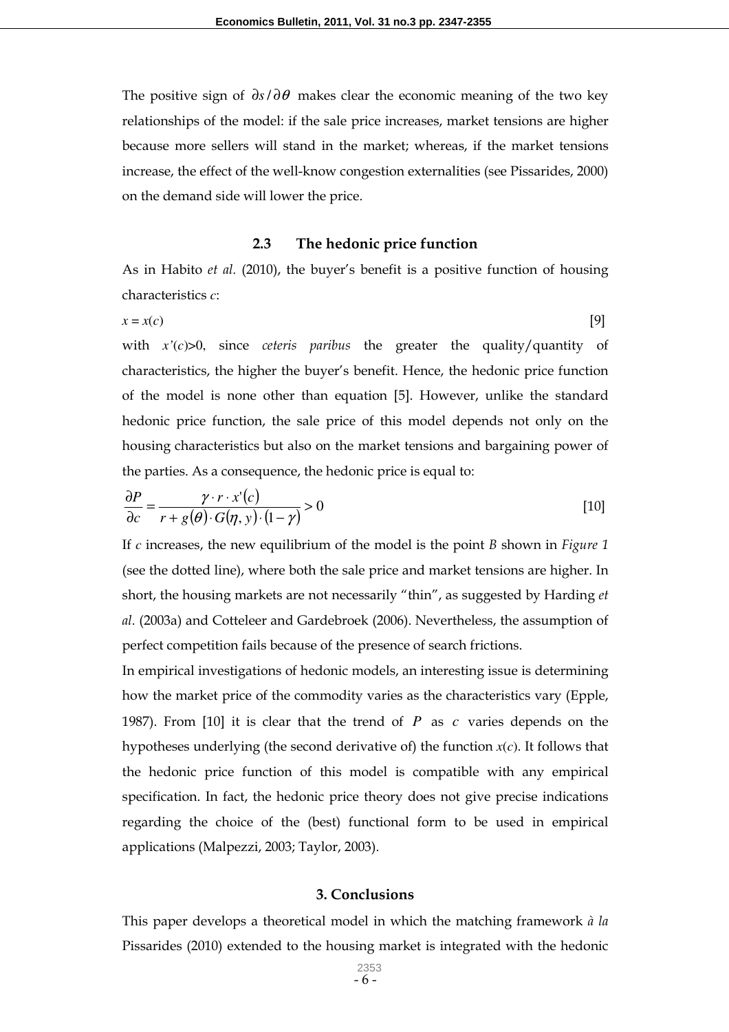The positive sign of $\partial s / \partial \theta$ makes clear the economic meaning of the two key relationships of the model: if the sale price increases, market tensions are higher because more sellers will stand in the market; whereas, if the market tensions increase, the effect of the well-know congestion externalities (see Pissarides, 2000) on the demand side will lower the price.

### 2.3 The hedonic price function

As in Habito *et al.* (2010), the buyer's benefit is a positive function of housing characteristics $c$:

$$x = x(c) \quad [9]$$

with $x'(c)>0$, since *ceteris paribus* the greater the quality/quantity of characteristics, the higher the buyer's benefit. Hence, the hedonic price function of the model is none other than equation [5]. However, unlike the standard hedonic price function, the sale price of this model depends not only on the housing characteristics but also on the market tensions and bargaining power of the parties. As a consequence, the hedonic price is equal to:

$$\frac{\partial P}{\partial c} = \frac{\gamma \cdot r \cdot x'(c)}{r + g(\theta) \cdot G(\eta, y) \cdot (1 - \gamma)} > 0 \quad [10]$$

If $c$ increases, the new equilibrium of the model is the point $B$ shown in *Figure 1* (see the dotted line), where both the sale price and market tensions are higher. In short, the housing markets are not necessarily "thin", as suggested by Harding *et al.* (2003a) and Cotteleer and Gardebroek (2006). Nevertheless, the assumption of perfect competition fails because of the presence of search frictions.

In empirical investigations of hedonic models, an interesting issue is determining how the market price of the commodity varies as the characteristics vary (Epple, 1987). From [10] it is clear that the trend of $P$ as $c$ varies depends on the hypotheses underlying (the second derivative of) the function $x(c)$. It follows that the hedonic price function of this model is compatible with any empirical specification. In fact, the hedonic price theory does not give precise indications regarding the choice of the (best) functional form to be used in empirical applications (Malpezzi, 2003; Taylor, 2003).

## 3. Conclusions

This paper develops a theoretical model in which the matching framework *à la* Pissarides (2010) extended to the housing market is integrated with the hedonic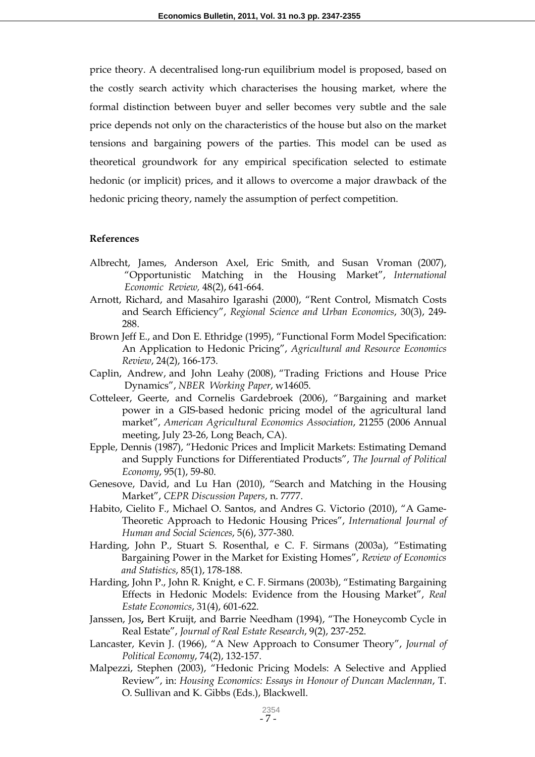price theory. A decentralised long-run equilibrium model is proposed, based on the costly search activity which characterises the housing market, where the formal distinction between buyer and seller becomes very subtle and the sale price depends not only on the characteristics of the house but also on the market tensions and bargaining powers of the parties. This model can be used as theoretical groundwork for any empirical specification selected to estimate hedonic (or implicit) prices, and it allows to overcome a major drawback of the hedonic pricing theory, namely the assumption of perfect competition.

**References**

Albrecht, James, Anderson Axel, Eric Smith, and Susan Vroman (2007), "Opportunistic Matching in the Housing Market", *International Economic Review,* 48(2), 641-664.

Arnott, Richard, and Masahiro Igarashi (2000), "Rent Control, Mismatch Costs and Search Efficiency", *Regional Science and Urban Economics*, 30(3), 249-288.

Brown Jeff E., and Don E. Ethridge (1995), "Functional Form Model Specification: An Application to Hedonic Pricing", *Agricultural and Resource Economics Review*, 24(2), 166-173.

Caplin, Andrew, and John Leahy (2008), "Trading Frictions and House Price Dynamics", *NBER Working Paper*, w14605.

Cotteleer, Geerte, and Cornelis Gardebroek (2006), "Bargaining and market power in a GIS-based hedonic pricing model of the agricultural land market", *American Agricultural Economics Association*, 21255 (2006 Annual meeting, July 23-26, Long Beach, CA).

Epple, Dennis (1987), "Hedonic Prices and Implicit Markets: Estimating Demand and Supply Functions for Differentiated Products", *The Journal of Political Economy*, 95(1), 59-80.

Genesove, David, and Lu Han (2010), "Search and Matching in the Housing Market", *CEPR Discussion Papers*, n. 7777.

Habito, Cielito F., Michael O. Santos, and Andres G. Victorio (2010), "A Game-Theoretic Approach to Hedonic Housing Prices", *International Journal of Human and Social Sciences*, 5(6), 377-380.

Harding, John P., Stuart S. Rosenthal, e C. F. Sirmans (2003a), "Estimating Bargaining Power in the Market for Existing Homes", *Review of Economics and Statistics*, 85(1), 178-188.

Harding, John P., John R. Knight, e C. F. Sirmans (2003b), "Estimating Bargaining Effects in Hedonic Models: Evidence from the Housing Market", *Real Estate Economics*, 31(4), 601-622.

Janssen, Jos, Bert Kruijt, and Barrie Needham (1994), "The Honeycomb Cycle in Real Estate", *Journal of Real Estate Research*, 9(2), 237-252.

Lancaster, Kevin J. (1966), "A New Approach to Consumer Theory", *Journal of Political Economy*, 74(2), 132-157.

Malpezzi, Stephen (2003), "Hedonic Pricing Models: A Selective and Applied Review", in: *Housing Economics: Essays in Honour of Duncan Maclennan*, T. O. Sullivan and K. Gibbs (Eds.), Blackwell.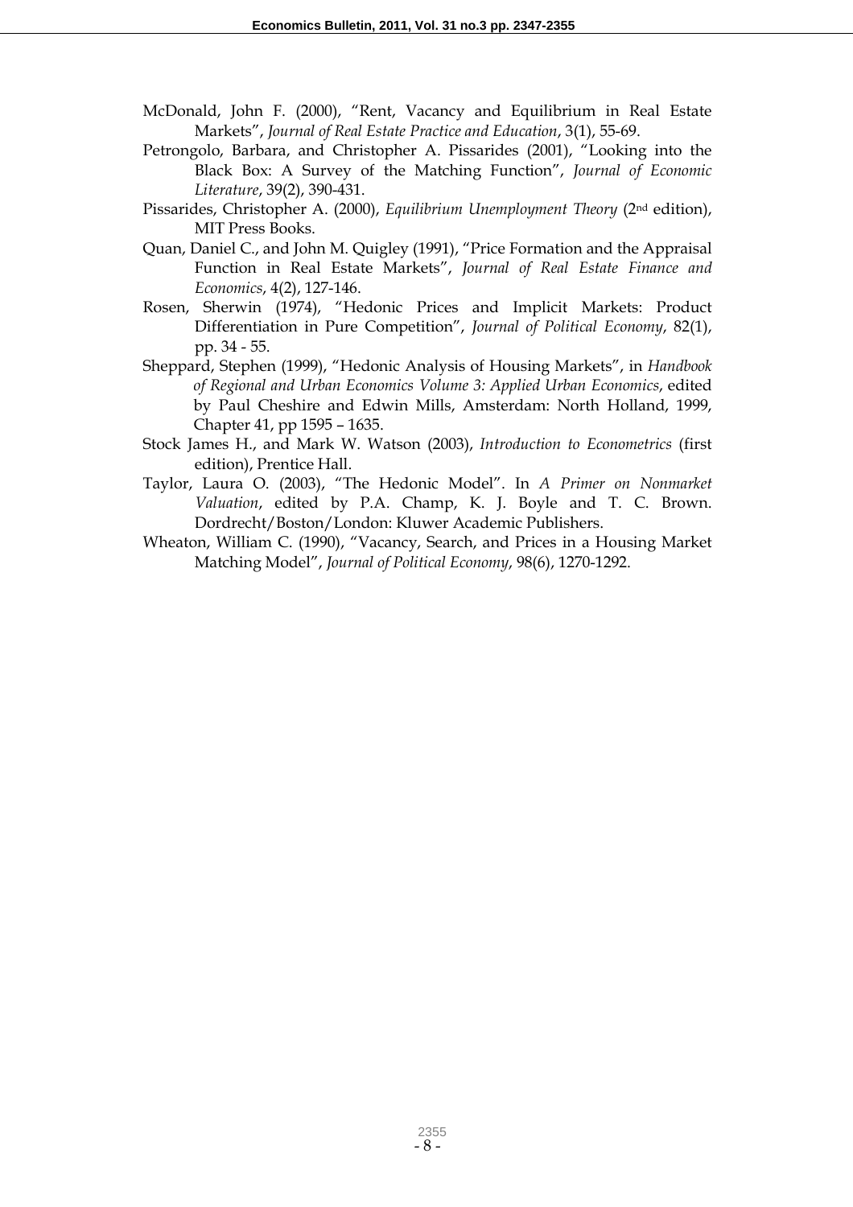McDonald, John F. (2000), "Rent, Vacancy and Equilibrium in Real Estate Markets", *Journal of Real Estate Practice and Education*, 3(1), 55-69.

Petrongolo, Barbara, and Christopher A. Pissarides (2001), "Looking into the Black Box: A Survey of the Matching Function", *Journal of Economic Literature*, 39(2), 390-431.

Pissarides, Christopher A. (2000), *Equilibrium Unemployment Theory* (2nd edition), MIT Press Books.

Quan, Daniel C., and John M. Quigley (1991), "Price Formation and the Appraisal Function in Real Estate Markets", *Journal of Real Estate Finance and Economics*, 4(2), 127-146.

Rosen, Sherwin (1974), "Hedonic Prices and Implicit Markets: Product Differentiation in Pure Competition", *Journal of Political Economy*, 82(1), pp. 34 - 55.

Sheppard, Stephen (1999), "Hedonic Analysis of Housing Markets", in *Handbook of Regional and Urban Economics Volume 3: Applied Urban Economics*, edited by Paul Cheshire and Edwin Mills, Amsterdam: North Holland, 1999, Chapter 41, pp 1595 – 1635.

Stock James H., and Mark W. Watson (2003), *Introduction to Econometrics* (first edition), Prentice Hall.

Taylor, Laura O. (2003), "The Hedonic Model". In *A Primer on Nonmarket Valuation*, edited by P.A. Champ, K. J. Boyle and T. C. Brown. Dordrecht/Boston/London: Kluwer Academic Publishers.

Wheaton, William C. (1990), "Vacancy, Search, and Prices in a Housing Market Matching Model", *Journal of Political Economy*, 98(6), 1270-1292.